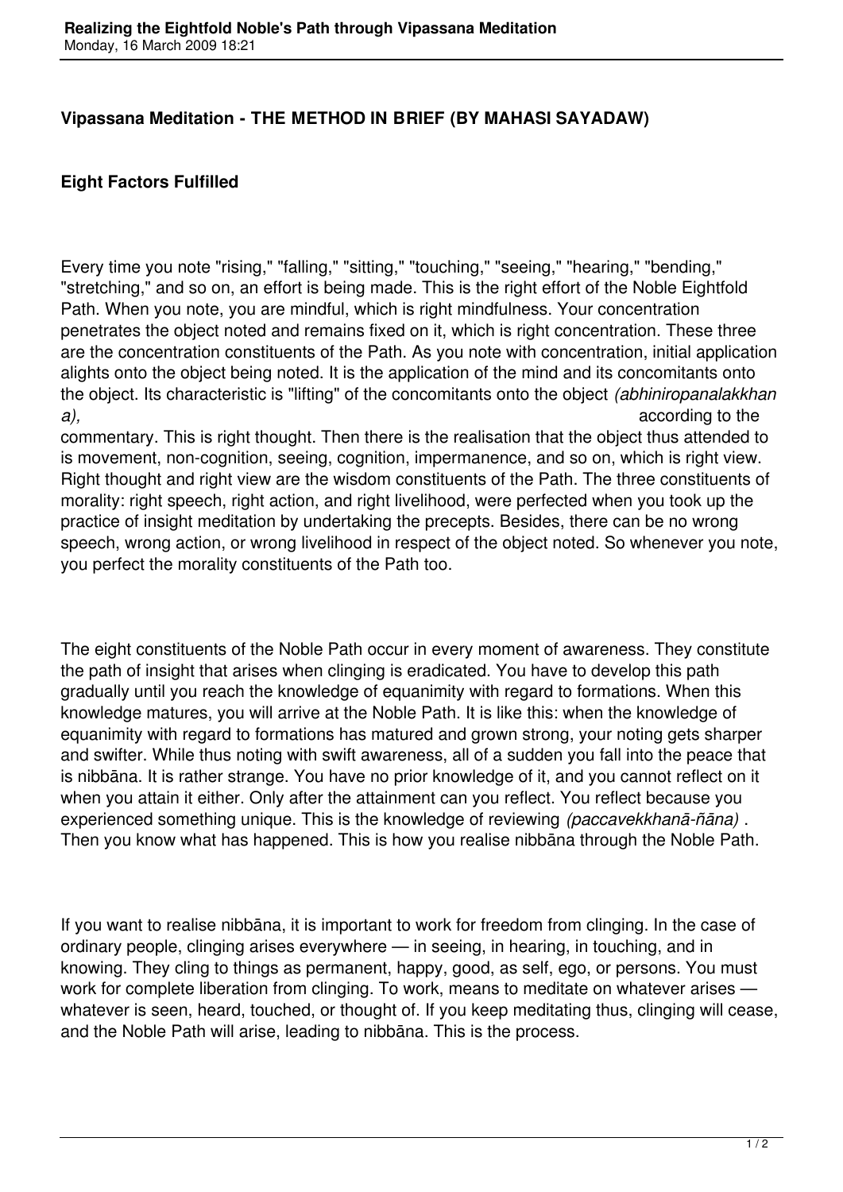## Vipassana Meditation - THE METHOD IN BRIEF (BY MAHASI SAYADAW)

### Eight Factors Fulfilled

Every time you note "rising," "falling," "sitting," "touching," "seeing," "hearing," "bending," "stretching," and so on, an effort is being made. This is the right effort of the Noble Eightfold Path. When you note, you are mindful, which is right mindfulness. Your concentration penetrates the object noted and remains fixed on it, which is right concentration. These three are the concentration constituents of the Path. As you note with concentration, initial application alights onto the object being noted. It is the application of the mind and its concomitants onto the object. Its characteristic is "lifting" of the concomitants onto the object *(abhiniropanalakkhana),* according to the commentary. This is right thought. Then there is the realisation that the object thus attended to is movement, non-cognition, seeing, cognition, impermanence, and so on, which is right view. Right thought and right view are the wisdom constituents of the Path. The three constituents of morality: right speech, right action, and right livelihood, were perfected when you took up the practice of insight meditation by undertaking the precepts. Besides, there can be no wrong speech, wrong action, or wrong livelihood in respect of the object noted. So whenever you note, you perfect the morality constituents of the Path too.

The eight constituents of the Noble Path occur in every moment of awareness. They constitute the path of insight that arises when clinging is eradicated. You have to develop this path gradually until you reach the knowledge of equanimity with regard to formations. When this knowledge matures, you will arrive at the Noble Path. It is like this: when the knowledge of equanimity with regard to formations has matured and grown strong, your noting gets sharper and swifter. While thus noting with swift awareness, all of a sudden you fall into the peace that is nibbāna. It is rather strange. You have no prior knowledge of it, and you cannot reflect on it when you attain it either. Only after the attainment can you reflect. You reflect because you experienced something unique. This is the knowledge of reviewing *(paccavekkhanā-ñāna)* . Then you know what has happened. This is how you realise nibbāna through the Noble Path.

If you want to realise nibbāna, it is important to work for freedom from clinging. In the case of ordinary people, clinging arises everywhere — in seeing, in hearing, in touching, and in knowing. They cling to things as permanent, happy, good, as self, ego, or persons. You must work for complete liberation from clinging. To work, means to meditate on whatever arises — whatever is seen, heard, touched, or thought of. If you keep meditating thus, clinging will cease, and the Noble Path will arise, leading to nibbāna. This is the process.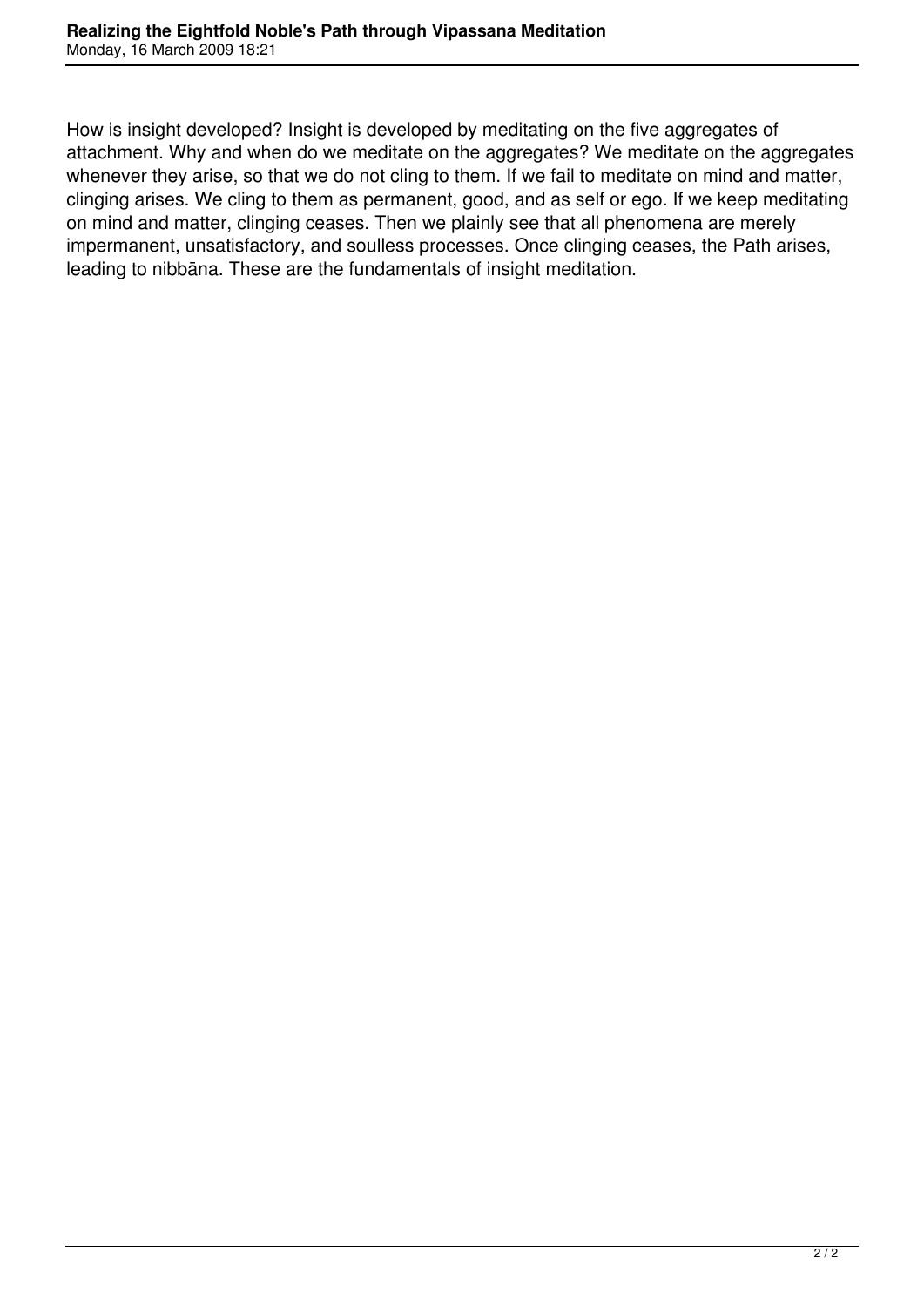How is insight developed? Insight is developed by meditating on the five aggregates of attachment. Why and when do we meditate on the aggregates? We meditate on the aggregates whenever they arise, so that we do not cling to them. If we fail to meditate on mind and matter, clinging arises. We cling to them as permanent, good, and as self or ego. If we keep meditating on mind and matter, clinging ceases. Then we plainly see that all phenomena are merely impermanent, unsatisfactory, and soulless processes. Once clinging ceases, the Path arises, leading to nibbāna. These are the fundamentals of insight meditation.